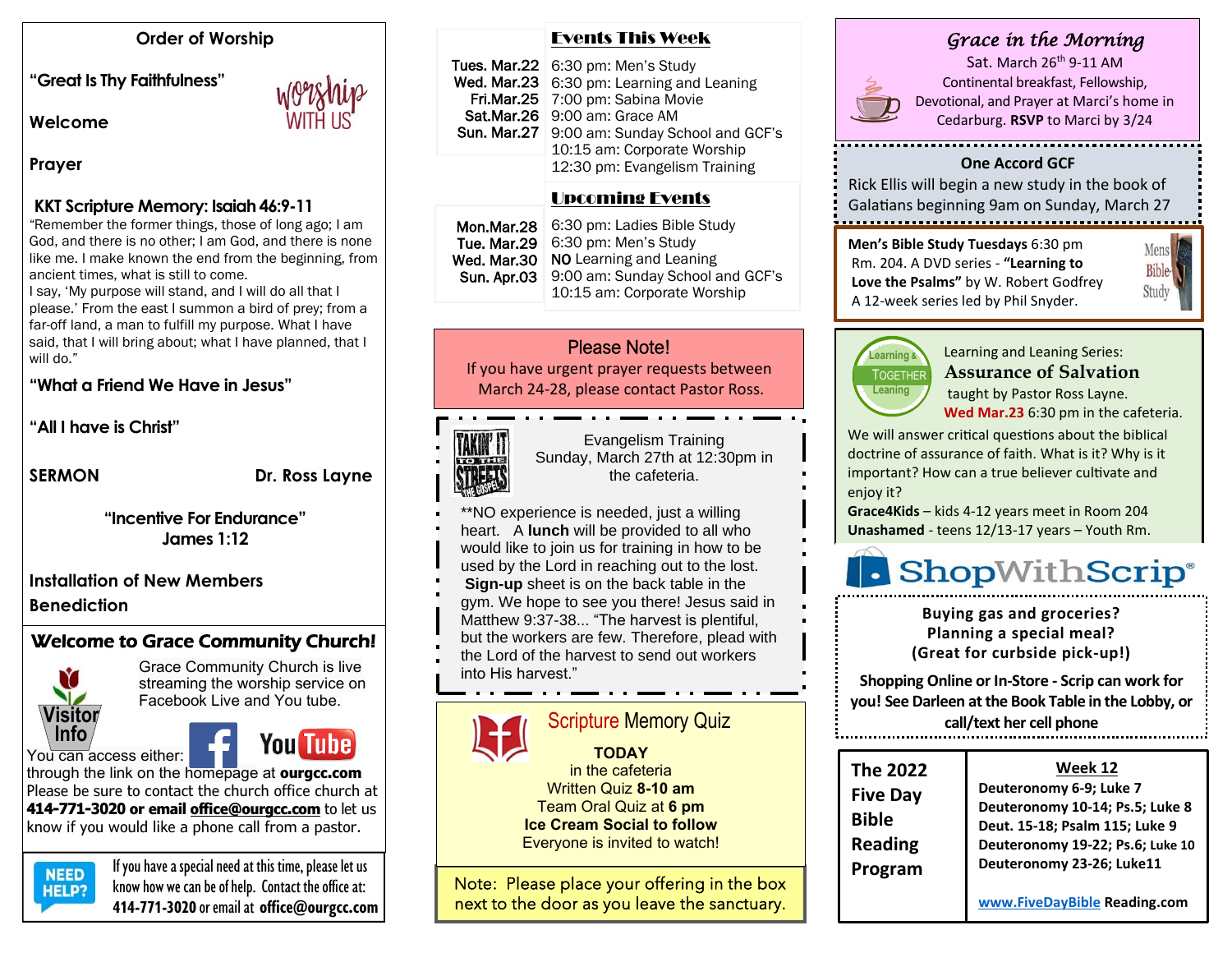## Order of Worship

**"Great Is Thy Faithfulness"**

**Welcome**

**Prayer**

**KKT Scripture Memory: Isaiah 46:9-11**

"Remember the former things, those of long ago; I am God, and there is no other; I am God, and there is none like me. I make known the end from the beginning, from ancient times, what is still to come.
I say, 'My purpose will stand, and I will do all that I please.' From the east I summon a bird of prey; from a far-off land, a man to fulfill my purpose. What I have said, that I will bring about; what I have planned, that I will do."

**"What a Friend We Have in Jesus"**

**"All I have is Christ"**

**SERMON** **Dr. Ross Layne**

**"Incentive For Endurance"**
**James 1:12**

**Installation of New Members**

**Benediction**

## Welcome to Grace Community Church!

Visitor Info

Grace Community Church is live streaming the worship service on Facebook Live and You tube.

You can access either: through the link on the homepage at **ourgcc.com**
Please be sure to contact the church office church at **414-771-3020 or email office@ourgcc.com** to let us know if you would like a phone call from a pastor.

NEED HELP? If you have a special need at this time, please let us know how we can be of help. Contact the office at: **414-771-3020** or email at **office@ourgcc.com**

## Events This Week

| | |
|---|---|
| Tues. Mar.22 | 6:30 pm: Men's Study |
| Wed. Mar.23 | 6:30 pm: Learning and Leaning |
| Fri.Mar.25 | 7:00 pm: Sabina Movie |
| Sat.Mar.26 | 9:00 am: Grace AM |
| Sun. Mar.27 | 9:00 am: Sunday School and GCF's<br>10:15 am: Corporate Worship<br>12:30 pm: Evangelism Training |

## Upcoming Events

| | |
|---|---|
| Mon.Mar.28 | 6:30 pm: Ladies Bible Study |
| Tue. Mar.29 | 6:30 pm: Men's Study |
| Wed. Mar.30 | NO Learning and Leaning |
| Sun. Apr.03 | 9:00 am: Sunday School and GCF's<br>10:15 am: Corporate Worship |

### Please Note!

If you have urgent prayer requests between March 24-28, please contact Pastor Ross.

### Evangelism Training

Sunday, March 27th at 12:30pm in the cafeteria.

**NO experience is needed, just a willing heart. A **lunch** will be provided to all who would like to join us for training in how to be used by the Lord in reaching out to the lost. **Sign-up** sheet is on the back table in the gym. We hope to see you there! Jesus said in Matthew 9:37-38... "The harvest is plentiful, but the workers are few. Therefore, plead with the Lord of the harvest to send out workers into His harvest."

### Scripture Memory Quiz

**TODAY**
in the cafeteria
Written Quiz **8-10 am**
Team Oral Quiz at **6 pm**
**Ice Cream Social to follow**
Everyone is invited to watch!

Note: Please place your offering in the box next to the door as you leave the sanctuary.

### *Grace in the Morning*

Sat. March 26th 9-11 AM
Continental breakfast, Fellowship, Devotional, and Prayer at Marci's home in Cedarburg. **RSVP** to Marci by 3/24

### One Accord GCF

Rick Ellis will begin a new study in the book of Galatians beginning 9am on Sunday, March 27

**Men's Bible Study Tuesdays** 6:30 pm
Rm. 204. A DVD series - **"Learning to Love the Psalms"** by W. Robert Godfrey
A 12-week series led by Phil Snyder.

Learning and Leaning Series:
### Assurance of Salvation
taught by Pastor Ross Layne.
**Wed Mar.23** 6:30 pm in the cafeteria.

We will answer critical questions about the biblical doctrine of assurance of faith. What is it? Why is it important? How can a true believer cultivate and enjoy it?

**Grace4Kids** – kids 4-12 years meet in Room 204
**Unashamed** - teens 12/13-17 years – Youth Rm.

### ShopWithScrip

**Buying gas and groceries?**
**Planning a special meal?**
**(Great for curbside pick-up!)**

**Shopping Online or In-Store - Scrip can work for you! See Darleen at the Book Table in the Lobby, or call/text her cell phone**

| The 2022 Five Day Bible Reading Program | **Week 12** |
|---|---|
| | **Deuteronomy 6-9; Luke 7** |
| | **Deuteronomy 10-14; Ps.5; Luke 8** |
| | **Deut. 15-18; Psalm 115; Luke 9** |
| | **Deuteronomy 19-22; Ps.6; Luke 10** |
| | **Deuteronomy 23-26; Luke11** |
| | **www.FiveDayBible Reading.com** |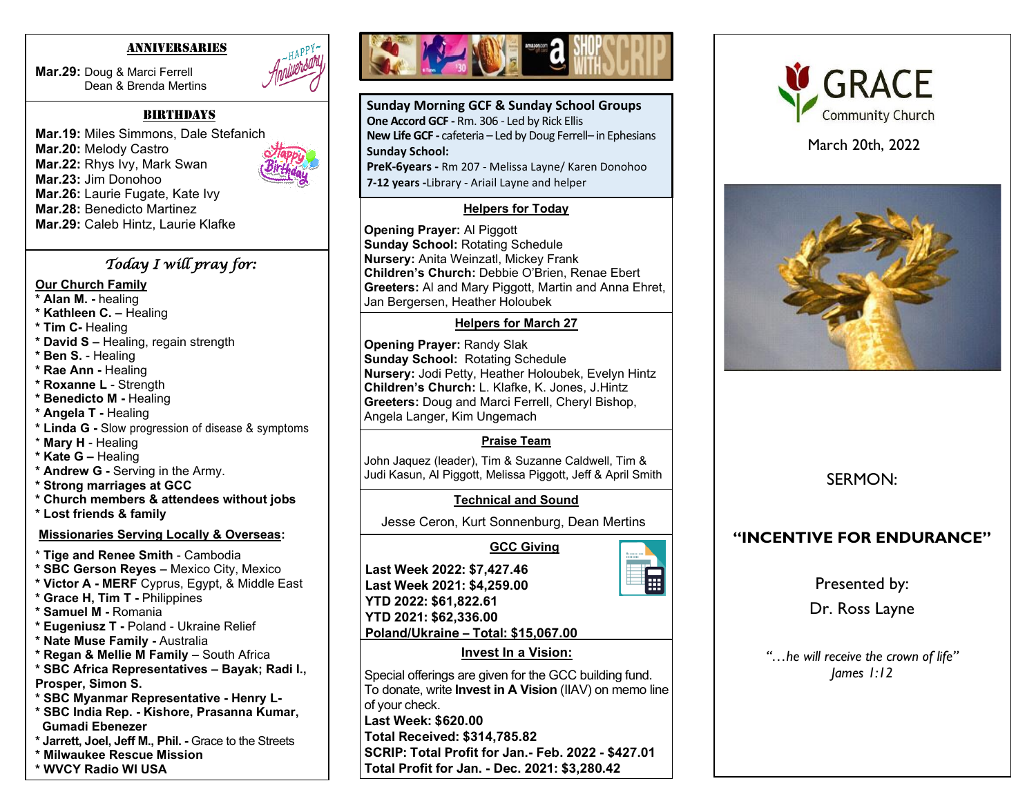## ANNIVERSARIES

**Mar.29:** Doug & Marci Ferrell
Dean & Brenda Mertins

## BIRTHDAYS

**Mar.19:** Miles Simmons, Dale Stefanich
**Mar.20:** Melody Castro
**Mar.22:** Rhys Ivy, Mark Swan
**Mar.23:** Jim Donohoo
**Mar.26:** Laurie Fugate, Kate Ivy
**Mar.28:** Benedicto Martinez
**Mar.29:** Caleb Hintz, Laurie Klafke

## *Today I will pray for:*

**Our Church Family**

* **Alan M. -** healing
* **Kathleen C. –** Healing
* **Tim C-** Healing
* **David S –** Healing, regain strength
* **Ben S.** - Healing
* **Rae Ann -** Healing
* **Roxanne L** - Strength
* **Benedicto M -** Healing
* **Angela T -** Healing
* **Linda G -** Slow progression of disease & symptoms
* **Mary H** - Healing
* **Kate G –** Healing
* **Andrew G -** Serving in the Army.
* **Strong marriages at GCC**
* **Church members & attendees without jobs**
* **Lost friends & family**

**Missionaries Serving Locally & Overseas:**

* **Tige and Renee Smith** - Cambodia
* **SBC Gerson Reyes –** Mexico City, Mexico
* **Victor A - MERF** Cyprus, Egypt, & Middle East
* **Grace H, Tim T -** Philippines
* **Samuel M -** Romania
* **Eugeniusz T -** Poland - Ukraine Relief
* **Nate Muse Family -** Australia
* **Regan & Mellie M Family** – South Africa
* **SBC Africa Representatives – Bayak; Radi I., Prosper, Simon S.**
* **SBC Myanmar Representative - Henry L-**
* **SBC India Rep. - Kishore, Prasanna Kumar, Gumadi Ebenezer**
* **Jarrett, Joel, Jeff M., Phil. -** Grace to the Streets
* **Milwaukee Rescue Mission**
* **WVCY Radio WI USA**

SHOP WITH SCRIP

**Sunday Morning GCF & Sunday School Groups**
**One Accord GCF -** Rm. 306 - Led by Rick Ellis
**New Life GCF -** cafeteria – Led by Doug Ferrell– in Ephesians
**Sunday School:**
**PreK-6years -** Rm 207 - Melissa Layne/ Karen Donohoo
**7-12 years -**Library - Ariail Layne and helper

### Helpers for Today

**Opening Prayer:** Al Piggott
**Sunday School:** Rotating Schedule
**Nursery:** Anita Weinzatl, Mickey Frank
**Children's Church:** Debbie O'Brien, Renae Ebert
**Greeters:** Al and Mary Piggott, Martin and Anna Ehret, Jan Bergersen, Heather Holoubek

### Helpers for March 27

**Opening Prayer:** Randy Slak
**Sunday School:** Rotating Schedule
**Nursery:** Jodi Petty, Heather Holoubek, Evelyn Hintz
**Children's Church:** L. Klafke, K. Jones, J.Hintz
**Greeters:** Doug and Marci Ferrell, Cheryl Bishop, Angela Langer, Kim Ungemach

### Praise Team

John Jaquez (leader), Tim & Suzanne Caldwell, Tim & Judi Kasun, Al Piggott, Melissa Piggott, Jeff & April Smith

### Technical and Sound

Jesse Ceron, Kurt Sonnenburg, Dean Mertins

### GCC Giving

**Last Week 2022: $7,427.46**
**Last Week 2021: $4,259.00**
**YTD 2022: $61,822.61**
**YTD 2021: $62,336.00**
**Poland/Ukraine – Total: $15,067.00**

### Invest In a Vision:

Special offerings are given for the GCC building fund. To donate, write **Invest in A Vision** (IIAV) on memo line of your check.
**Last Week: $620.00**
**Total Received: $314,785.82**
**SCRIP: Total Profit for Jan.- Feb. 2022 - $427.01**
**Total Profit for Jan. - Dec. 2021: $3,280.42**

# GRACE
Community Church

March 20th, 2022

SERMON:

**"INCENTIVE FOR ENDURANCE"**

Presented by:
Dr. Ross Layne

*"…he will receive the crown of life"*
*James 1:12*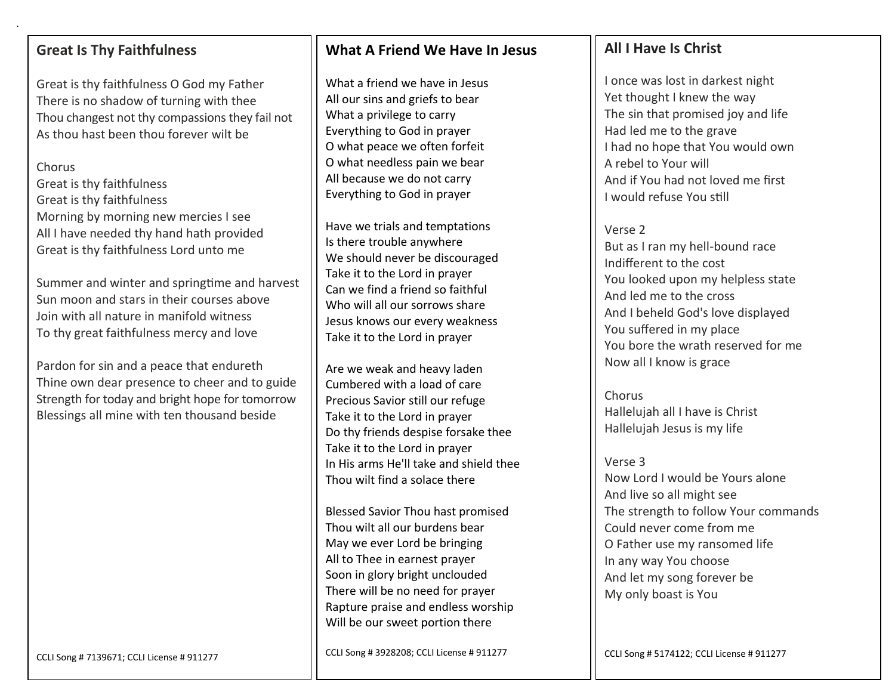## Great Is Thy Faithfulness

Great is thy faithfulness O God my Father
There is no shadow of turning with thee
Thou changest not thy compassions they fail not
As thou hast been thou forever wilt be

Chorus
Great is thy faithfulness
Great is thy faithfulness
Morning by morning new mercies I see
All I have needed thy hand hath provided
Great is thy faithfulness Lord unto me

Summer and winter and springtime and harvest
Sun moon and stars in their courses above
Join with all nature in manifold witness
To thy great faithfulness mercy and love

Pardon for sin and a peace that endureth
Thine own dear presence to cheer and to guide
Strength for today and bright hope for tomorrow
Blessings all mine with ten thousand beside

CCLI Song # 7139671; CCLI License # 911277

## What A Friend We Have In Jesus

What a friend we have in Jesus
All our sins and griefs to bear
What a privilege to carry
Everything to God in prayer
O what peace we often forfeit
O what needless pain we bear
All because we do not carry
Everything to God in prayer

Have we trials and temptations
Is there trouble anywhere
We should never be discouraged
Take it to the Lord in prayer
Can we find a friend so faithful
Who will all our sorrows share
Jesus knows our every weakness
Take it to the Lord in prayer

Are we weak and heavy laden
Cumbered with a load of care
Precious Savior still our refuge
Take it to the Lord in prayer
Do thy friends despise forsake thee
Take it to the Lord in prayer
In His arms He'll take and shield thee
Thou wilt find a solace there

Blessed Savior Thou hast promised
Thou wilt all our burdens bear
May we ever Lord be bringing
All to Thee in earnest prayer
Soon in glory bright unclouded
There will be no need for prayer
Rapture praise and endless worship
Will be our sweet portion there

CCLI Song # 3928208; CCLI License # 911277

## All I Have Is Christ

I once was lost in darkest night
Yet thought I knew the way
The sin that promised joy and life
Had led me to the grave
I had no hope that You would own
A rebel to Your will
And if You had not loved me first
I would refuse You still

Verse 2
But as I ran my hell-bound race
Indifferent to the cost
You looked upon my helpless state
And led me to the cross
And I beheld God's love displayed
You suffered in my place
You bore the wrath reserved for me
Now all I know is grace

Chorus
Hallelujah all I have is Christ
Hallelujah Jesus is my life

Verse 3
Now Lord I would be Yours alone
And live so all might see
The strength to follow Your commands
Could never come from me
O Father use my ransomed life
In any way You choose
And let my song forever be
My only boast is You

CCLI Song # 5174122; CCLI License # 911277